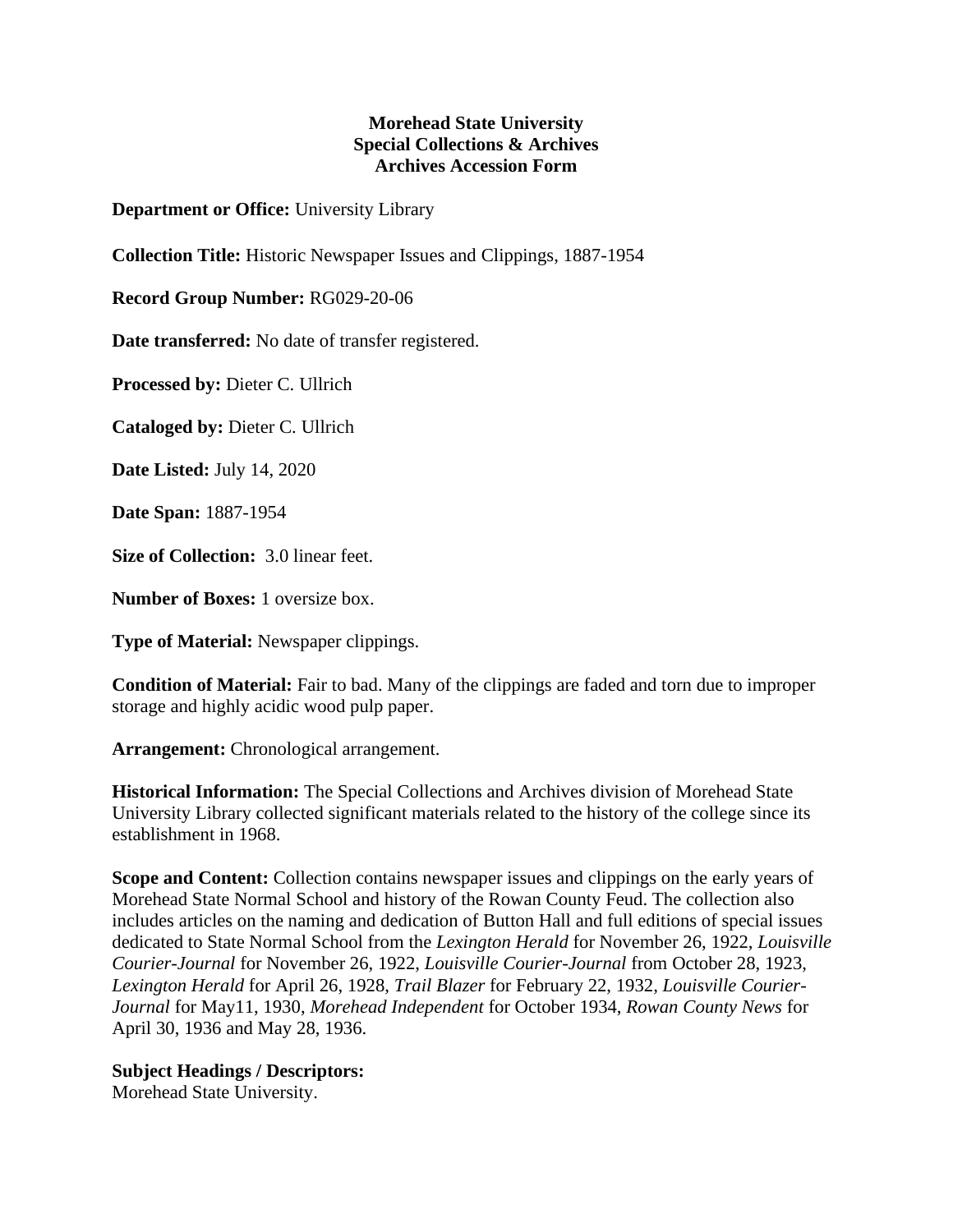**Morehead State University**
**Special Collections & Archives**
**Archives Accession Form**

**Department or Office:** University Library

**Collection Title:** Historic Newspaper Issues and Clippings, 1887-1954

**Record Group Number:** RG029-20-06

**Date transferred:** No date of transfer registered.

**Processed by:** Dieter C. Ullrich

**Cataloged by:** Dieter C. Ullrich

**Date Listed:** July 14, 2020

**Date Span:** 1887-1954

**Size of Collection:** 3.0 linear feet.

**Number of Boxes:** 1 oversize box.

**Type of Material:** Newspaper clippings.

**Condition of Material:** Fair to bad. Many of the clippings are faded and torn due to improper storage and highly acidic wood pulp paper.

**Arrangement:** Chronological arrangement.

**Historical Information:** The Special Collections and Archives division of Morehead State University Library collected significant materials related to the history of the college since its establishment in 1968.

**Scope and Content:** Collection contains newspaper issues and clippings on the early years of Morehead State Normal School and history of the Rowan County Feud. The collection also includes articles on the naming and dedication of Button Hall and full editions of special issues dedicated to State Normal School from the *Lexington Herald* for November 26, 1922, *Louisville Courier-Journal* for November 26, 1922, *Louisville Courier-Journal* from October 28, 1923, *Lexington Herald* for April 26, 1928, *Trail Blazer* for February 22, 1932, *Louisville Courier-Journal* for May11, 1930, *Morehead Independent* for October 1934, *Rowan County News* for April 30, 1936 and May 28, 1936.

**Subject Headings / Descriptors:**
Morehead State University.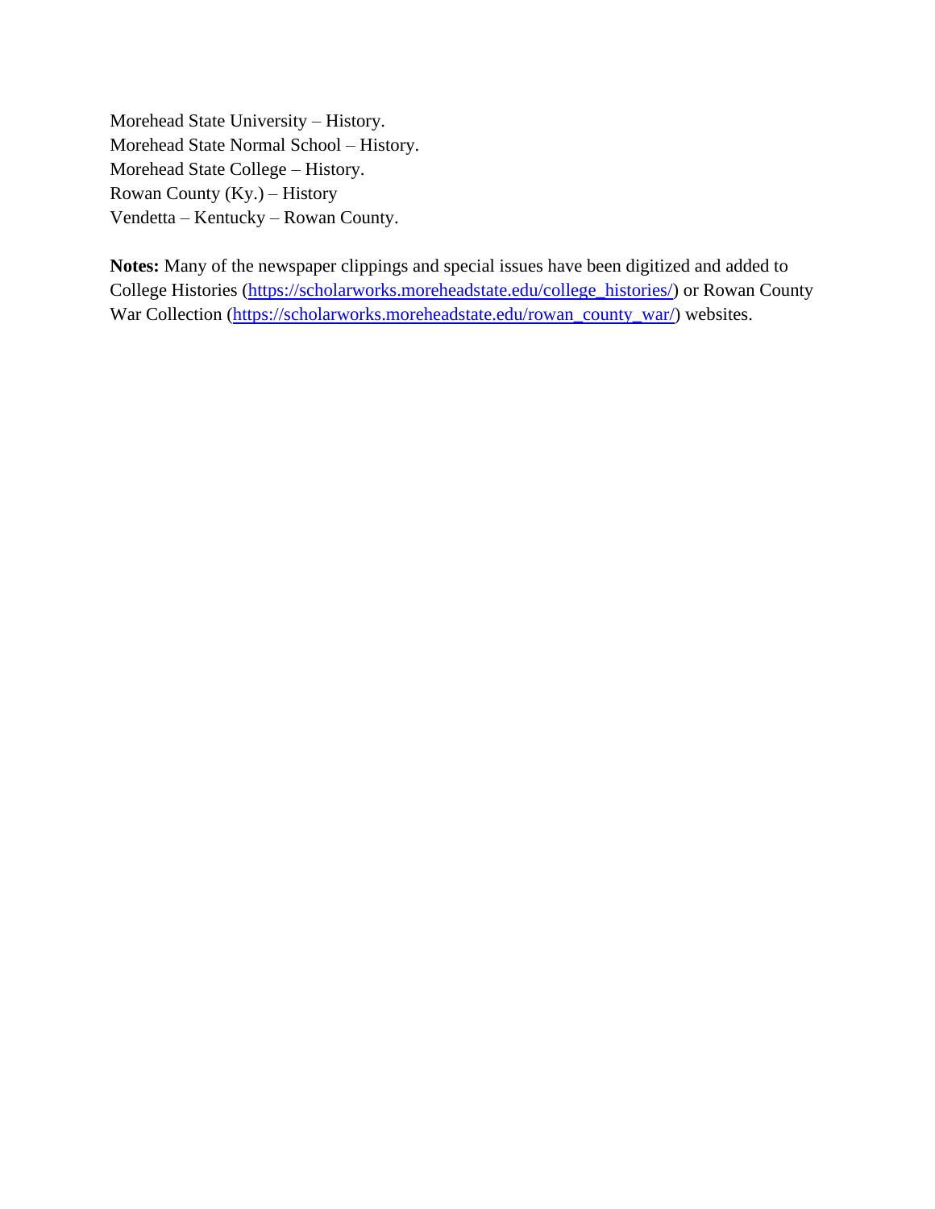Morehead State University – History.
Morehead State Normal School – History.
Morehead State College – History.
Rowan County (Ky.) – History
Vendetta – Kentucky – Rowan County.

**Notes:** Many of the newspaper clippings and special issues have been digitized and added to College Histories (https://scholarworks.moreheadstate.edu/college_histories/) or Rowan County War Collection (https://scholarworks.moreheadstate.edu/rowan_county_war/) websites.